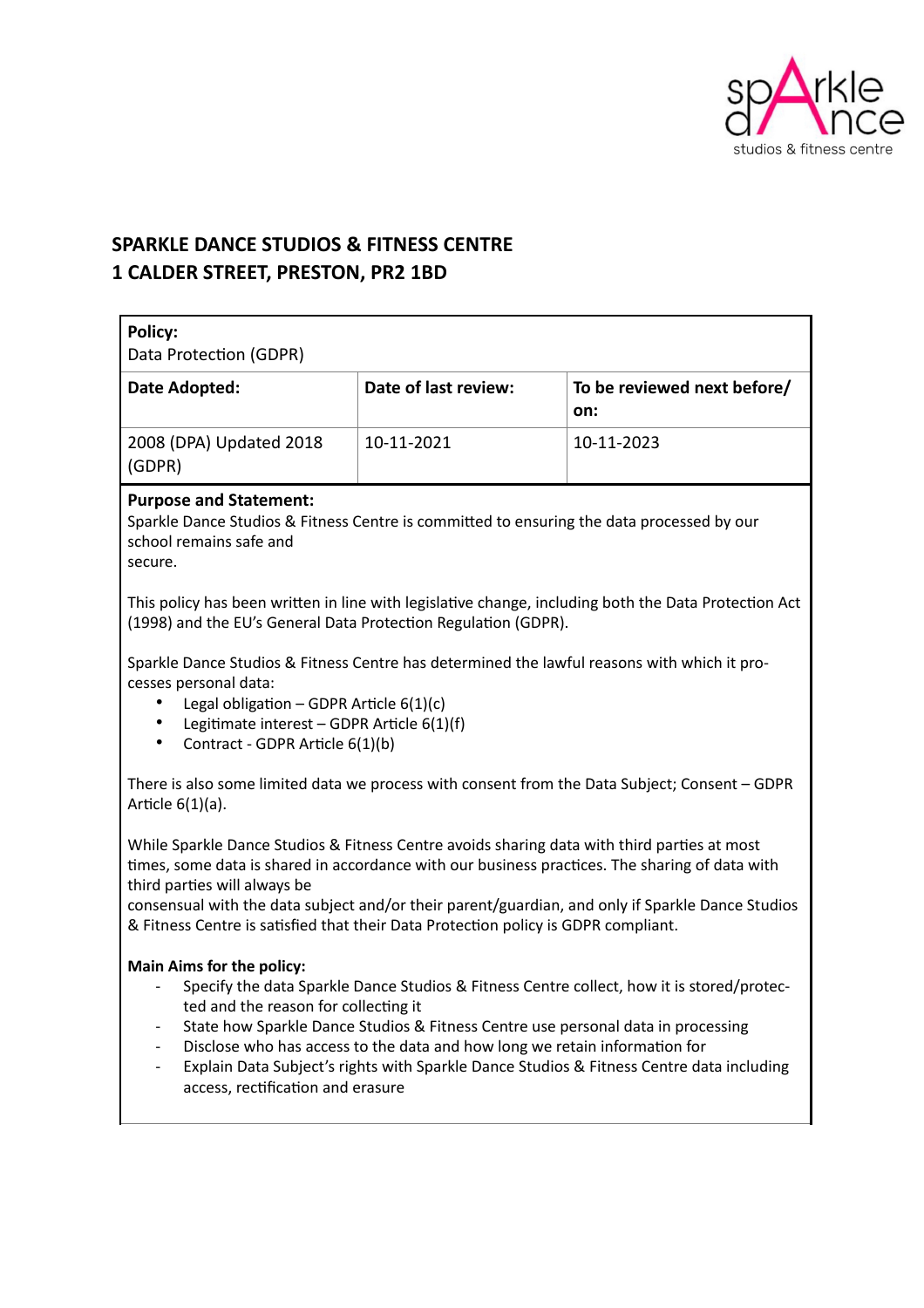# SPARKLE DANCE STUDIOS & FITNESS CENTRE
# 1 CALDER STREET, PRESTON, PR2 1BD

| **Policy:**<br>Data Protection (GDPR) | | |
|---|---|---|
| **Date Adopted:** | **Date of last review:** | **To be reviewed next before/ on:** |
| 2008 (DPA) Updated 2018 (GDPR) | 10-11-2021 | 10-11-2023 |

**Purpose and Statement:**
Sparkle Dance Studios & Fitness Centre is committed to ensuring the data processed by our school remains safe and secure.

This policy has been written in line with legislative change, including both the Data Protection Act (1998) and the EU's General Data Protection Regulation (GDPR).

Sparkle Dance Studios & Fitness Centre has determined the lawful reasons with which it processes personal data:

- Legal obligation – GDPR Article 6(1)(c)
- Legitimate interest – GDPR Article 6(1)(f)
- Contract - GDPR Article 6(1)(b)

There is also some limited data we process with consent from the Data Subject; Consent – GDPR Article 6(1)(a).

While Sparkle Dance Studios & Fitness Centre avoids sharing data with third parties at most times, some data is shared in accordance with our business practices. The sharing of data with third parties will always be consensual with the data subject and/or their parent/guardian, and only if Sparkle Dance Studios & Fitness Centre is satisfied that their Data Protection policy is GDPR compliant.

**Main Aims for the policy:**

- Specify the data Sparkle Dance Studios & Fitness Centre collect, how it is stored/protected and the reason for collecting it
- State how Sparkle Dance Studios & Fitness Centre use personal data in processing
- Disclose who has access to the data and how long we retain information for
- Explain Data Subject's rights with Sparkle Dance Studios & Fitness Centre data including access, rectification and erasure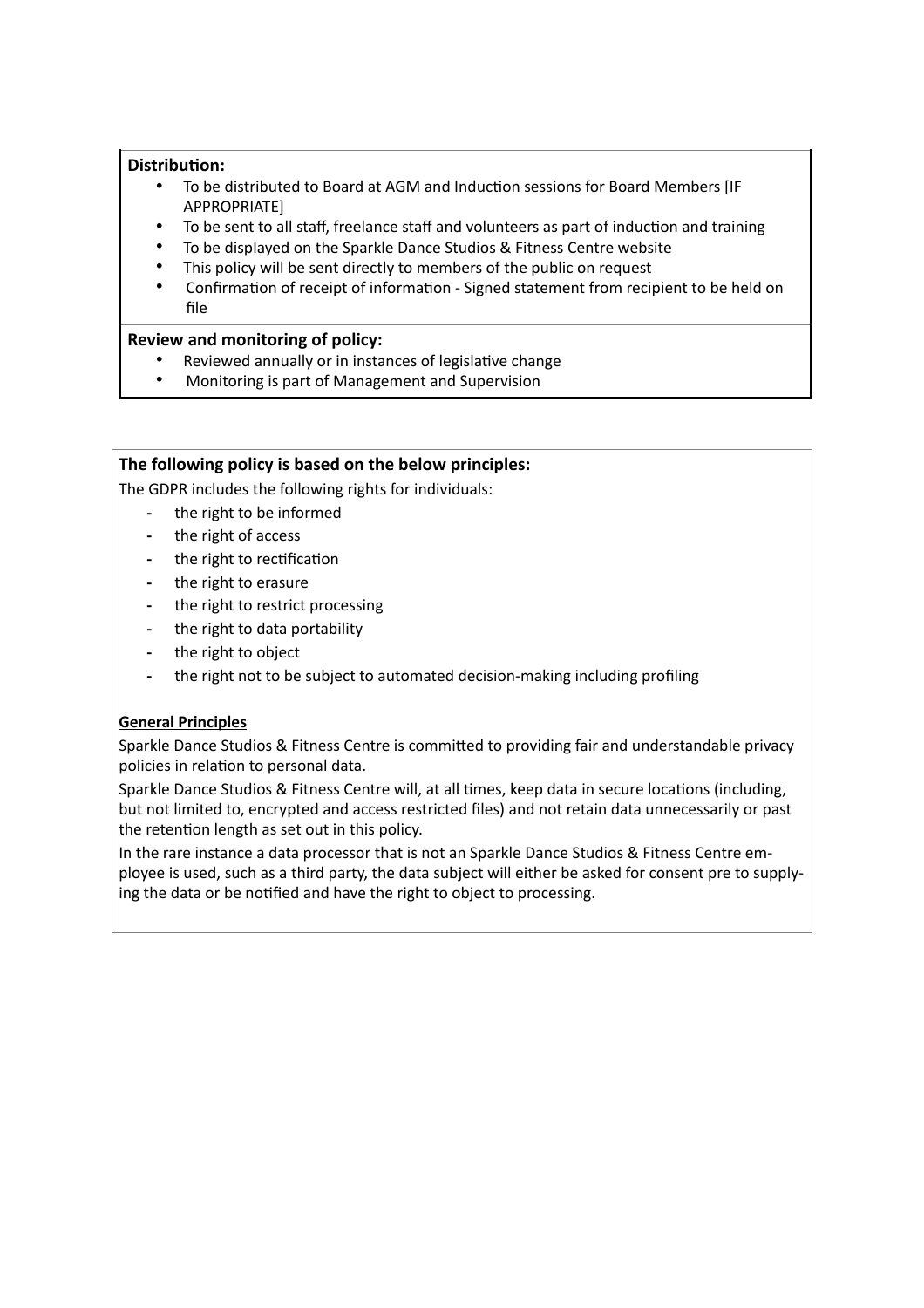**Distribution:**

- To be distributed to Board at AGM and Induction sessions for Board Members [IF APPROPRIATE]
- To be sent to all staff, freelance staff and volunteers as part of induction and training
- To be displayed on the Sparkle Dance Studios & Fitness Centre website
- This policy will be sent directly to members of the public on request
- Confirmation of receipt of information - Signed statement from recipient to be held on file

**Review and monitoring of policy:**

- Reviewed annually or in instances of legislative change
- Monitoring is part of Management and Supervision

**The following policy is based on the below principles:**

The GDPR includes the following rights for individuals:

- the right to be informed
- the right of access
- the right to rectification
- the right to erasure
- the right to restrict processing
- the right to data portability
- the right to object
- the right not to be subject to automated decision-making including profiling

**General Principles**

Sparkle Dance Studios & Fitness Centre is committed to providing fair and understandable privacy policies in relation to personal data.

Sparkle Dance Studios & Fitness Centre will, at all times, keep data in secure locations (including, but not limited to, encrypted and access restricted files) and not retain data unnecessarily or past the retention length as set out in this policy.

In the rare instance a data processor that is not an Sparkle Dance Studios & Fitness Centre employee is used, such as a third party, the data subject will either be asked for consent pre to supplying the data or be notified and have the right to object to processing.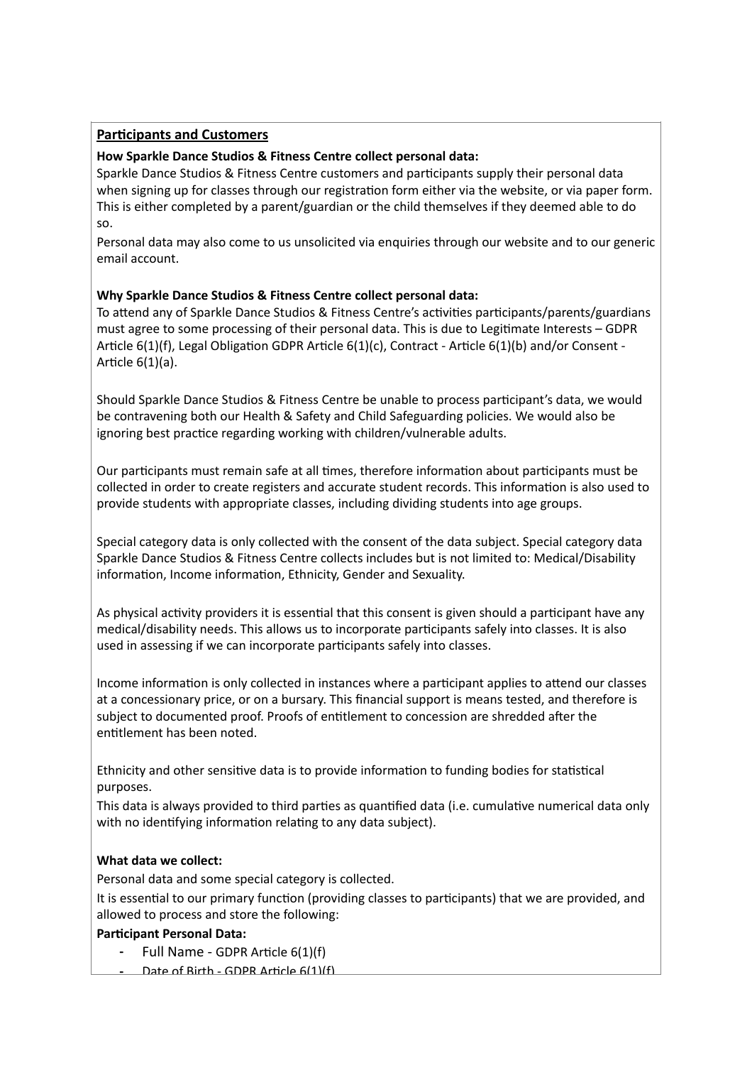**<u>Participants and Customers</u>**

**How Sparkle Dance Studios & Fitness Centre collect personal data:**

Sparkle Dance Studios & Fitness Centre customers and participants supply their personal data when signing up for classes through our registration form either via the website, or via paper form. This is either completed by a parent/guardian or the child themselves if they deemed able to do so.

Personal data may also come to us unsolicited via enquiries through our website and to our generic email account.

**Why Sparkle Dance Studios & Fitness Centre collect personal data:**

To attend any of Sparkle Dance Studios & Fitness Centre's activities participants/parents/guardians must agree to some processing of their personal data. This is due to Legitimate Interests – GDPR Article 6(1)(f), Legal Obligation GDPR Article 6(1)(c), Contract - Article 6(1)(b) and/or Consent - Article 6(1)(a).

Should Sparkle Dance Studios & Fitness Centre be unable to process participant's data, we would be contravening both our Health & Safety and Child Safeguarding policies. We would also be ignoring best practice regarding working with children/vulnerable adults.

Our participants must remain safe at all times, therefore information about participants must be collected in order to create registers and accurate student records. This information is also used to provide students with appropriate classes, including dividing students into age groups.

Special category data is only collected with the consent of the data subject. Special category data Sparkle Dance Studios & Fitness Centre collects includes but is not limited to: Medical/Disability information, Income information, Ethnicity, Gender and Sexuality.

As physical activity providers it is essential that this consent is given should a participant have any medical/disability needs. This allows us to incorporate participants safely into classes. It is also used in assessing if we can incorporate participants safely into classes.

Income information is only collected in instances where a participant applies to attend our classes at a concessionary price, or on a bursary. This financial support is means tested, and therefore is subject to documented proof. Proofs of entitlement to concession are shredded after the entitlement has been noted.

Ethnicity and other sensitive data is to provide information to funding bodies for statistical purposes.

This data is always provided to third parties as quantified data (i.e. cumulative numerical data only with no identifying information relating to any data subject).

**What data we collect:**

Personal data and some special category is collected.

It is essential to our primary function (providing classes to participants) that we are provided, and allowed to process and store the following:

**Participant Personal Data:**

- Full Name - GDPR Article 6(1)(f)
- Date of Birth - GDPR Article 6(1)(f)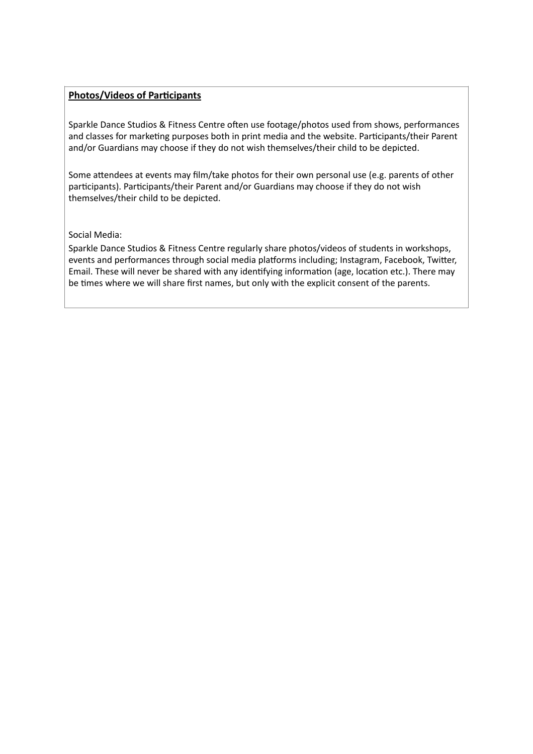**Photos/Videos of Participants**

Sparkle Dance Studios & Fitness Centre often use footage/photos used from shows, performances and classes for marketing purposes both in print media and the website. Participants/their Parent and/or Guardians may choose if they do not wish themselves/their child to be depicted.

Some attendees at events may film/take photos for their own personal use (e.g. parents of other participants). Participants/their Parent and/or Guardians may choose if they do not wish themselves/their child to be depicted.

Social Media:

Sparkle Dance Studios & Fitness Centre regularly share photos/videos of students in workshops, events and performances through social media platforms including; Instagram, Facebook, Twitter, Email. These will never be shared with any identifying information (age, location etc.). There may be times where we will share first names, but only with the explicit consent of the parents.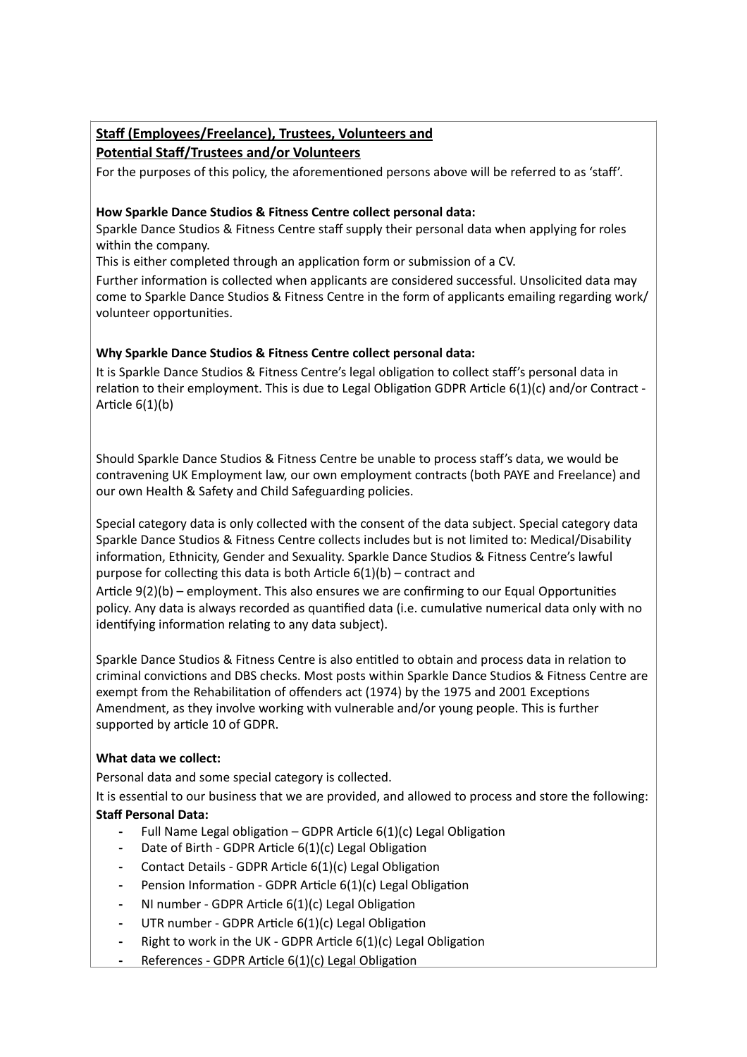**Staff (Employees/Freelance), Trustees, Volunteers and**
**Potential Staff/Trustees and/or Volunteers**

For the purposes of this policy, the aforementioned persons above will be referred to as 'staff'.

**How Sparkle Dance Studios & Fitness Centre collect personal data:**

Sparkle Dance Studios & Fitness Centre staff supply their personal data when applying for roles within the company.

This is either completed through an application form or submission of a CV.

Further information is collected when applicants are considered successful. Unsolicited data may come to Sparkle Dance Studios & Fitness Centre in the form of applicants emailing regarding work/ volunteer opportunities.

**Why Sparkle Dance Studios & Fitness Centre collect personal data:**

It is Sparkle Dance Studios & Fitness Centre's legal obligation to collect staff's personal data in relation to their employment. This is due to Legal Obligation GDPR Article 6(1)(c) and/or Contract - Article 6(1)(b)

Should Sparkle Dance Studios & Fitness Centre be unable to process staff's data, we would be contravening UK Employment law, our own employment contracts (both PAYE and Freelance) and our own Health & Safety and Child Safeguarding policies.

Special category data is only collected with the consent of the data subject. Special category data Sparkle Dance Studios & Fitness Centre collects includes but is not limited to: Medical/Disability information, Ethnicity, Gender and Sexuality. Sparkle Dance Studios & Fitness Centre's lawful purpose for collecting this data is both Article 6(1)(b) – contract and

Article 9(2)(b) – employment. This also ensures we are confirming to our Equal Opportunities policy. Any data is always recorded as quantified data (i.e. cumulative numerical data only with no identifying information relating to any data subject).

Sparkle Dance Studios & Fitness Centre is also entitled to obtain and process data in relation to criminal convictions and DBS checks. Most posts within Sparkle Dance Studios & Fitness Centre are exempt from the Rehabilitation of offenders act (1974) by the 1975 and 2001 Exceptions Amendment, as they involve working with vulnerable and/or young people. This is further supported by article 10 of GDPR.

**What data we collect:**

Personal data and some special category is collected.

It is essential to our business that we are provided, and allowed to process and store the following:

**Staff Personal Data:**

- Full Name Legal obligation – GDPR Article 6(1)(c) Legal Obligation
- Date of Birth - GDPR Article 6(1)(c) Legal Obligation
- Contact Details - GDPR Article 6(1)(c) Legal Obligation
- Pension Information - GDPR Article 6(1)(c) Legal Obligation
- NI number - GDPR Article 6(1)(c) Legal Obligation
- UTR number - GDPR Article 6(1)(c) Legal Obligation
- Right to work in the UK - GDPR Article 6(1)(c) Legal Obligation
- References - GDPR Article 6(1)(c) Legal Obligation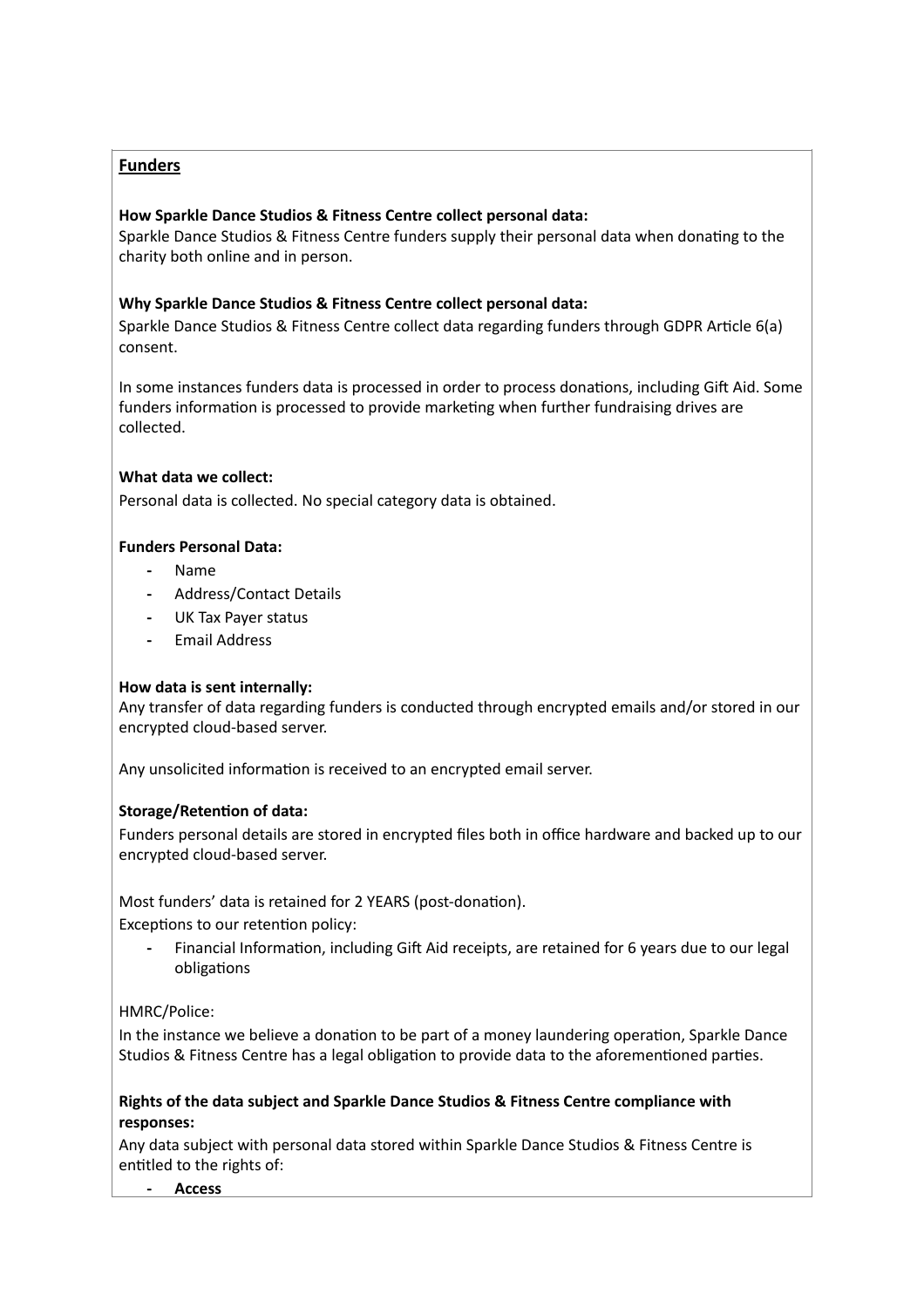## Funders

**How Sparkle Dance Studios & Fitness Centre collect personal data:**
Sparkle Dance Studios & Fitness Centre funders supply their personal data when donating to the charity both online and in person.

**Why Sparkle Dance Studios & Fitness Centre collect personal data:**
Sparkle Dance Studios & Fitness Centre collect data regarding funders through GDPR Article 6(a) consent.

In some instances funders data is processed in order to process donations, including Gift Aid. Some funders information is processed to provide marketing when further fundraising drives are collected.

**What data we collect:**
Personal data is collected. No special category data is obtained.

**Funders Personal Data:**

- Name
- Address/Contact Details
- UK Tax Payer status
- Email Address

**How data is sent internally:**
Any transfer of data regarding funders is conducted through encrypted emails and/or stored in our encrypted cloud-based server.

Any unsolicited information is received to an encrypted email server.

**Storage/Retention of data:**
Funders personal details are stored in encrypted files both in office hardware and backed up to our encrypted cloud-based server.

Most funders' data is retained for 2 YEARS (post-donation).
Exceptions to our retention policy:

- Financial Information, including Gift Aid receipts, are retained for 6 years due to our legal obligations

HMRC/Police:
In the instance we believe a donation to be part of a money laundering operation, Sparkle Dance Studios & Fitness Centre has a legal obligation to provide data to the aforementioned parties.

**Rights of the data subject and Sparkle Dance Studios & Fitness Centre compliance with responses:**
Any data subject with personal data stored within Sparkle Dance Studios & Fitness Centre is entitled to the rights of:

- **Access**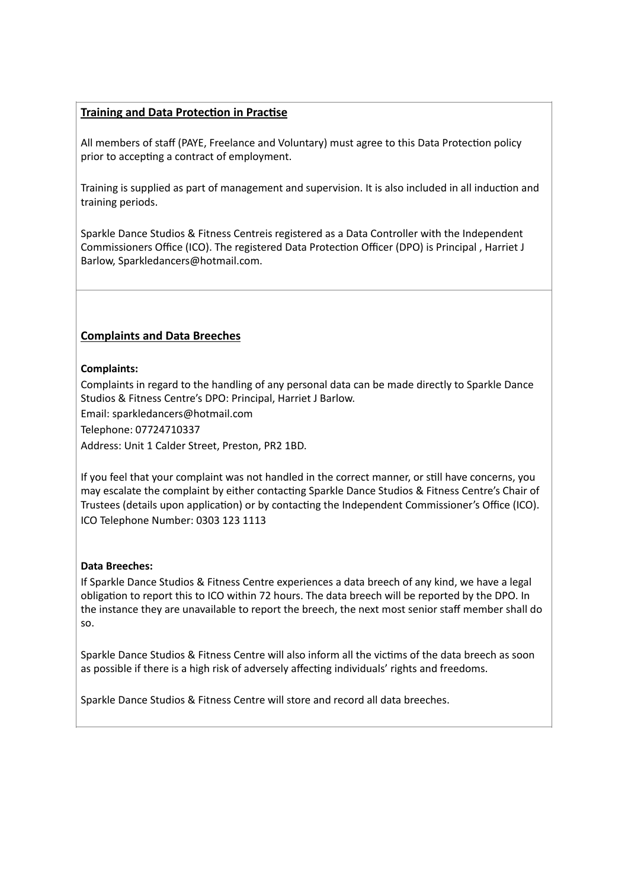**Training and Data Protection in Practise**

All members of staff (PAYE, Freelance and Voluntary) must agree to this Data Protection policy prior to accepting a contract of employment.

Training is supplied as part of management and supervision. It is also included in all induction and training periods.

Sparkle Dance Studios & Fitness Centreis registered as a Data Controller with the Independent Commissioners Office (ICO). The registered Data Protection Officer (DPO) is Principal , Harriet J Barlow, Sparkledancers@hotmail.com.

**Complaints and Data Breeches**

**Complaints:**

Complaints in regard to the handling of any personal data can be made directly to Sparkle Dance Studios & Fitness Centre's DPO: Principal, Harriet J Barlow.

Email: sparkledancers@hotmail.com

Telephone: 07724710337

Address: Unit 1 Calder Street, Preston, PR2 1BD.

If you feel that your complaint was not handled in the correct manner, or still have concerns, you may escalate the complaint by either contacting Sparkle Dance Studios & Fitness Centre's Chair of Trustees (details upon application) or by contacting the Independent Commissioner's Office (ICO). ICO Telephone Number: 0303 123 1113

**Data Breeches:**

If Sparkle Dance Studios & Fitness Centre experiences a data breech of any kind, we have a legal obligation to report this to ICO within 72 hours. The data breech will be reported by the DPO. In the instance they are unavailable to report the breech, the next most senior staff member shall do so.

Sparkle Dance Studios & Fitness Centre will also inform all the victims of the data breech as soon as possible if there is a high risk of adversely affecting individuals' rights and freedoms.

Sparkle Dance Studios & Fitness Centre will store and record all data breeches.